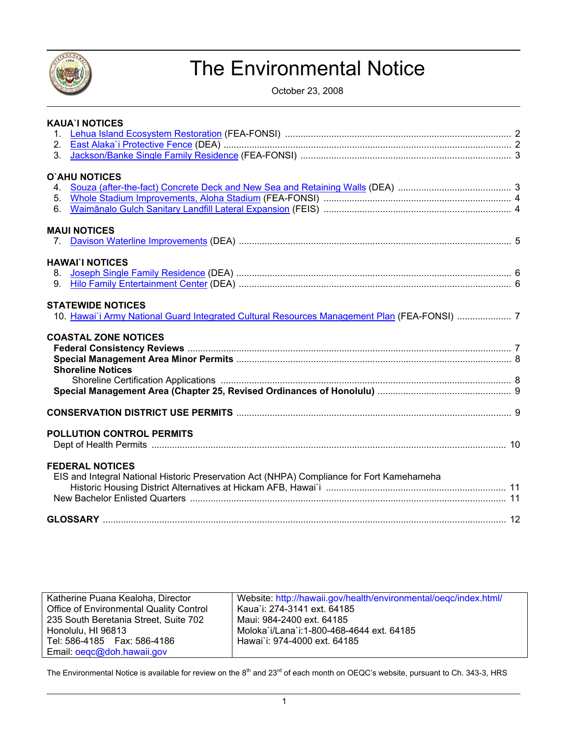# The Environmental Notice

October 23, 2008

## KAUA`I NOTICES

1. Lehua Island Ecosystem Restoration (FEA-FONSI) ..... 2
2. East Alaka`i Protective Fence (DEA) ..... 2
3. Jackson/Banke Single Family Residence (FEA-FONSI) ..... 3

## O`AHU NOTICES

4. Souza (after-the-fact) Concrete Deck and New Sea and Retaining Walls (DEA) ..... 3
5. Whole Stadium Improvements, Aloha Stadium (FEA-FONSI) ..... 4
6. Waimānalo Gulch Sanitary Landfill Lateral Expansion (FEIS) ..... 4

## MAUI NOTICES

7. Davison Waterline Improvements (DEA) ..... 5

## HAWAI`I NOTICES

8. Joseph Single Family Residence (DEA) ..... 6
9. Hilo Family Entertainment Center (DEA) ..... 6

## STATEWIDE NOTICES

10. Hawai`i Army National Guard Integrated Cultural Resources Management Plan (FEA-FONSI) ..... 7

## COASTAL ZONE NOTICES

**Federal Consistency Reviews** ..... 7
**Special Management Area Minor Permits** ..... 8
**Shoreline Notices**
- Shoreline Certification Applications ..... 8

**Special Management Area (Chapter 25, Revised Ordinances of Honolulu)** ..... 9

## CONSERVATION DISTRICT USE PERMITS ..... 9

## POLLUTION CONTROL PERMITS

Dept of Health Permits ..... 10

## FEDERAL NOTICES

EIS and Integral National Historic Preservation Act (NHPA) Compliance for Fort Kamehameha Historic Housing District Alternatives at Hickam AFB, Hawai`i ..... 11
New Bachelor Enlisted Quarters ..... 11

## GLOSSARY ..... 12

| | |
|---|---|
| Katherine Puana Kealoha, Director<br>Office of Environmental Quality Control<br>235 South Beretania Street, Suite 702<br>Honolulu, HI 96813<br>Tel: 586-4185 Fax: 586-4186<br>Email: oeqc@doh.hawaii.gov | Website: http://hawaii.gov/health/environmental/oeqc/index.html/<br>Kaua`i: 274-3141 ext. 64185<br>Maui: 984-2400 ext. 64185<br>Moloka`i/Lana`i:1-800-468-4644 ext. 64185<br>Hawai`i: 974-4000 ext. 64185 |

The Environmental Notice is available for review on the 8th and 23rd of each month on OEQC's website, pursuant to Ch. 343-3, HRS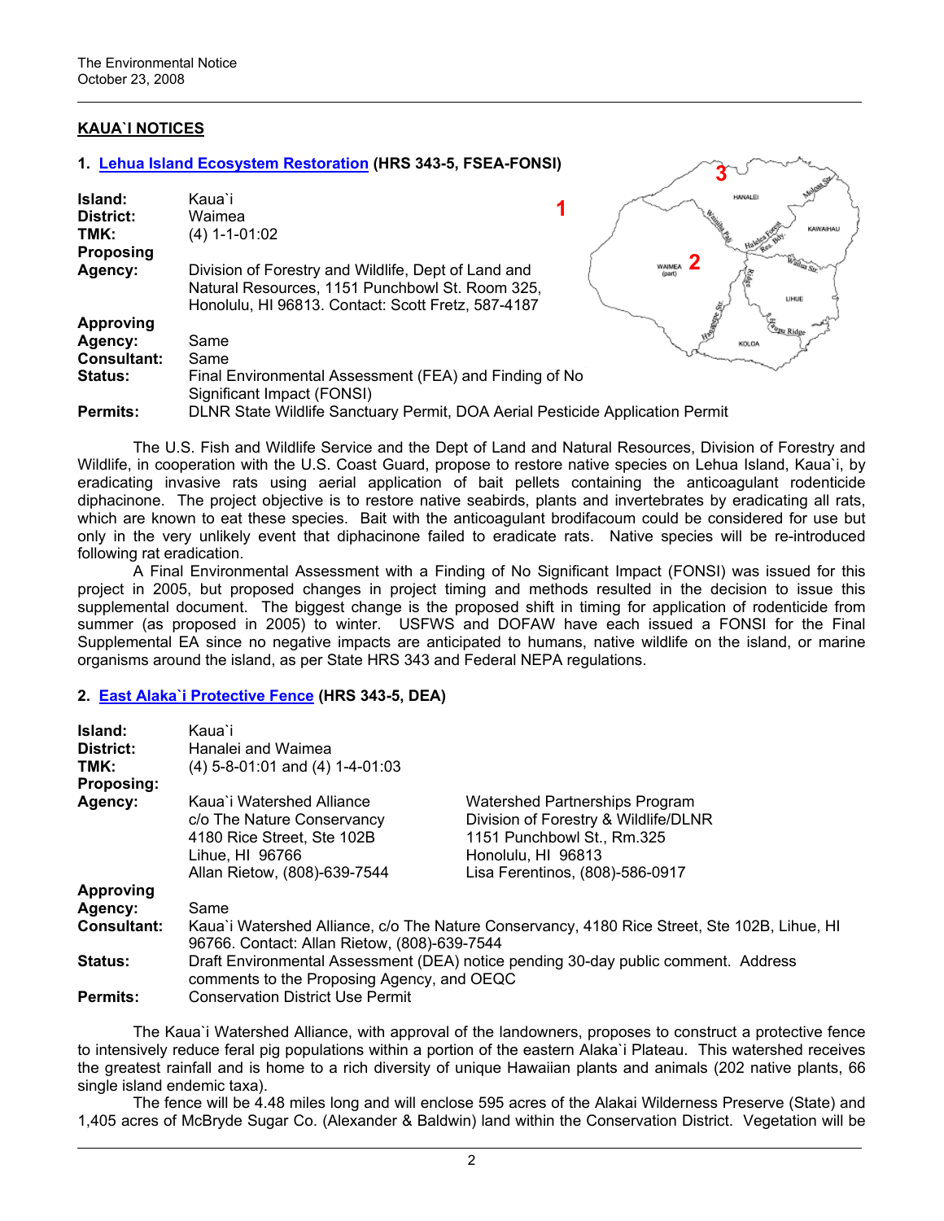## KAUA`I NOTICES

### 1. Lehua Island Ecosystem Restoration (HRS 343-5, FSEA-FONSI)

**Island:** Kaua`i
**District:** Waimea
**TMK:** (4) 1-1-01:02
**Proposing Agency:** Division of Forestry and Wildlife, Dept of Land and Natural Resources, 1151 Punchbowl St. Room 325, Honolulu, HI 96813. Contact: Scott Fretz, 587-4187
**Approving Agency:** Same
**Consultant:** Same
**Status:** Final Environmental Assessment (FEA) and Finding of No Significant Impact (FONSI)
**Permits:** DLNR State Wildlife Sanctuary Permit, DOA Aerial Pesticide Application Permit

The U.S. Fish and Wildlife Service and the Dept of Land and Natural Resources, Division of Forestry and Wildlife, in cooperation with the U.S. Coast Guard, propose to restore native species on Lehua Island, Kaua`i, by eradicating invasive rats using aerial application of bait pellets containing the anticoagulant rodenticide diphacinone. The project objective is to restore native seabirds, plants and invertebrates by eradicating all rats, which are known to eat these species. Bait with the anticoagulant brodifacoum could be considered for use but only in the very unlikely event that diphacinone failed to eradicate rats. Native species will be re-introduced following rat eradication.

A Final Environmental Assessment with a Finding of No Significant Impact (FONSI) was issued for this project in 2005, but proposed changes in project timing and methods resulted in the decision to issue this supplemental document. The biggest change is the proposed shift in timing for application of rodenticide from summer (as proposed in 2005) to winter. USFWS and DOFAW have each issued a FONSI for the Final Supplemental EA since no negative impacts are anticipated to humans, native wildlife on the island, or marine organisms around the island, as per State HRS 343 and Federal NEPA regulations.

### 2. East Alaka`i Protective Fence (HRS 343-5, DEA)

**Island:** Kaua`i
**District:** Hanalei and Waimea
**TMK:** (4) 5-8-01:01 and (4) 1-4-01:03
**Proposing Agency:** Kaua`i Watershed Alliance c/o The Nature Conservancy, 4180 Rice Street, Ste 102B, Lihue, HI 96766, Allan Rietow, (808)-639-7544; Watershed Partnerships Program, Division of Forestry & Wildlife/DLNR, 1151 Punchbowl St., Rm.325, Honolulu, HI 96813, Lisa Ferentinos, (808)-586-0917
**Approving Agency:** Same
**Consultant:** Kaua`i Watershed Alliance, c/o The Nature Conservancy, 4180 Rice Street, Ste 102B, Lihue, HI 96766. Contact: Allan Rietow, (808)-639-7544
**Status:** Draft Environmental Assessment (DEA) notice pending 30-day public comment. Address comments to the Proposing Agency, and OEQC
**Permits:** Conservation District Use Permit

The Kaua`i Watershed Alliance, with approval of the landowners, proposes to construct a protective fence to intensively reduce feral pig populations within a portion of the eastern Alaka`i Plateau. This watershed receives the greatest rainfall and is home to a rich diversity of unique Hawaiian plants and animals (202 native plants, 66 single island endemic taxa).

The fence will be 4.48 miles long and will enclose 595 acres of the Alakai Wilderness Preserve (State) and 1,405 acres of McBryde Sugar Co. (Alexander & Baldwin) land within the Conservation District. Vegetation will be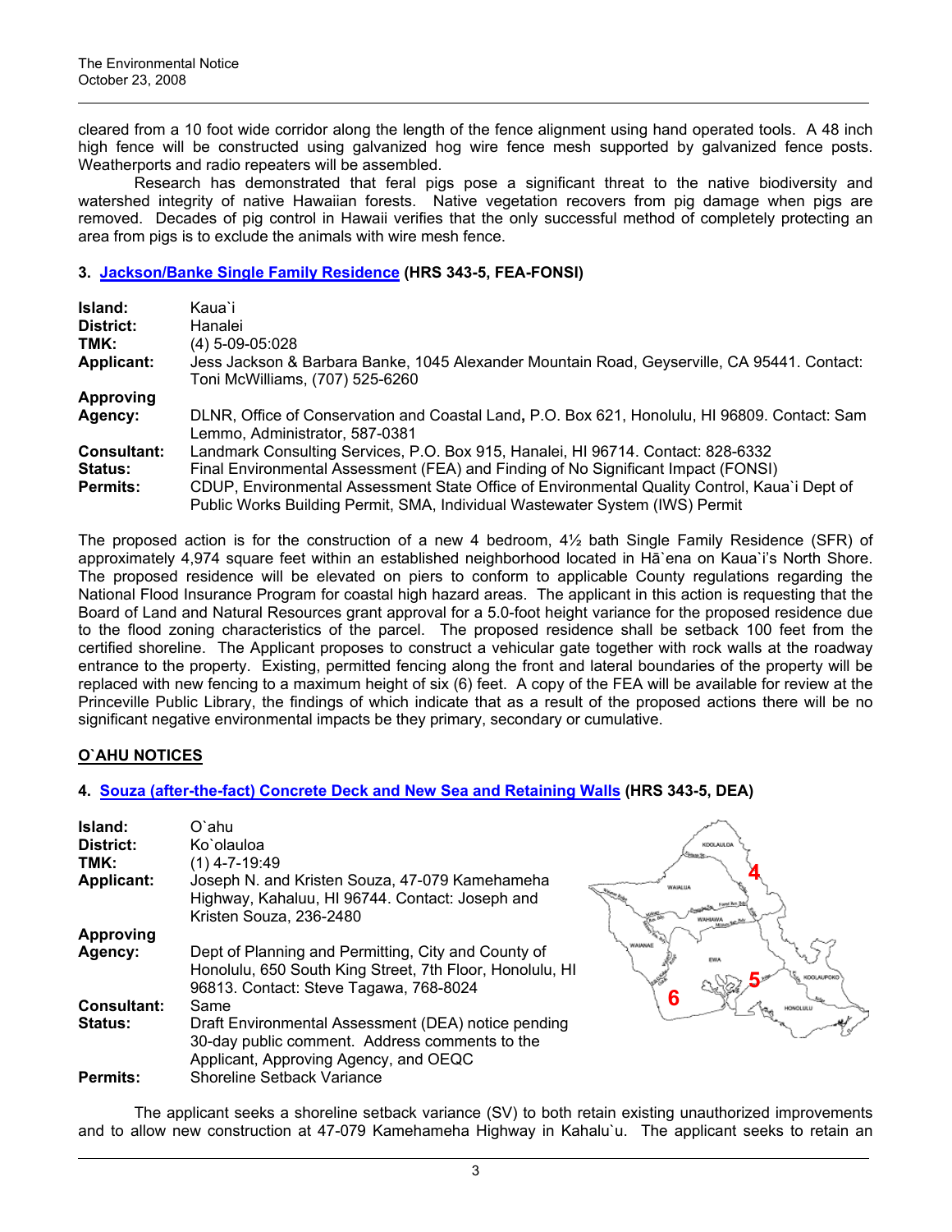cleared from a 10 foot wide corridor along the length of the fence alignment using hand operated tools. A 48 inch high fence will be constructed using galvanized hog wire fence mesh supported by galvanized fence posts. Weatherports and radio repeaters will be assembled.

Research has demonstrated that feral pigs pose a significant threat to the native biodiversity and watershed integrity of native Hawaiian forests. Native vegetation recovers from pig damage when pigs are removed. Decades of pig control in Hawaii verifies that the only successful method of completely protecting an area from pigs is to exclude the animals with wire mesh fence.

### 3. Jackson/Banke Single Family Residence (HRS 343-5, FEA-FONSI)

| | |
|---|---|
| **Island:** | Kaua`i |
| **District:** | Hanalei |
| **TMK:** | (4) 5-09-05:028 |
| **Applicant:** | Jess Jackson & Barbara Banke, 1045 Alexander Mountain Road, Geyserville, CA 95441. Contact: Toni McWilliams, (707) 525-6260 |
| **Approving Agency:** | DLNR, Office of Conservation and Coastal Land, P.O. Box 621, Honolulu, HI 96809. Contact: Sam Lemmo, Administrator, 587-0381 |
| **Consultant:** | Landmark Consulting Services, P.O. Box 915, Hanalei, HI 96714. Contact: 828-6332 |
| **Status:** | Final Environmental Assessment (FEA) and Finding of No Significant Impact (FONSI) |
| **Permits:** | CDUP, Environmental Assessment State Office of Environmental Quality Control, Kaua`i Dept of Public Works Building Permit, SMA, Individual Wastewater System (IWS) Permit |

The proposed action is for the construction of a new 4 bedroom, 4½ bath Single Family Residence (SFR) of approximately 4,974 square feet within an established neighborhood located in Hā`ena on Kaua`i's North Shore. The proposed residence will be elevated on piers to conform to applicable County regulations regarding the National Flood Insurance Program for coastal high hazard areas. The applicant in this action is requesting that the Board of Land and Natural Resources grant approval for a 5.0-foot height variance for the proposed residence due to the flood zoning characteristics of the parcel. The proposed residence shall be setback 100 feet from the certified shoreline. The Applicant proposes to construct a vehicular gate together with rock walls at the roadway entrance to the property. Existing, permitted fencing along the front and lateral boundaries of the property will be replaced with new fencing to a maximum height of six (6) feet. A copy of the FEA will be available for review at the Princeville Public Library, the findings of which indicate that as a result of the proposed actions there will be no significant negative environmental impacts be they primary, secondary or cumulative.

## O`AHU NOTICES

### 4. Souza (after-the-fact) Concrete Deck and New Sea and Retaining Walls (HRS 343-5, DEA)

| | |
|---|---|
| **Island:** | O`ahu |
| **District:** | Ko`olauloa |
| **TMK:** | (1) 4-7-19:49 |
| **Applicant:** | Joseph N. and Kristen Souza, 47-079 Kamehameha Highway, Kahaluu, HI 96744. Contact: Joseph and Kristen Souza, 236-2480 |
| **Approving Agency:** | Dept of Planning and Permitting, City and County of Honolulu, 650 South King Street, 7th Floor, Honolulu, HI 96813. Contact: Steve Tagawa, 768-8024 |
| **Consultant:** | Same |
| **Status:** | Draft Environmental Assessment (DEA) notice pending 30-day public comment. Address comments to the Applicant, Approving Agency, and OEQC |
| **Permits:** | Shoreline Setback Variance |

KOOLAULOA
WAIALUA
WAHIAWA
WAIANAE
EWA
KOOLAUPOKO
HONOLULU
4
5
6

The applicant seeks a shoreline setback variance (SV) to both retain existing unauthorized improvements and to allow new construction at 47-079 Kamehameha Highway in Kahalu`u. The applicant seeks to retain an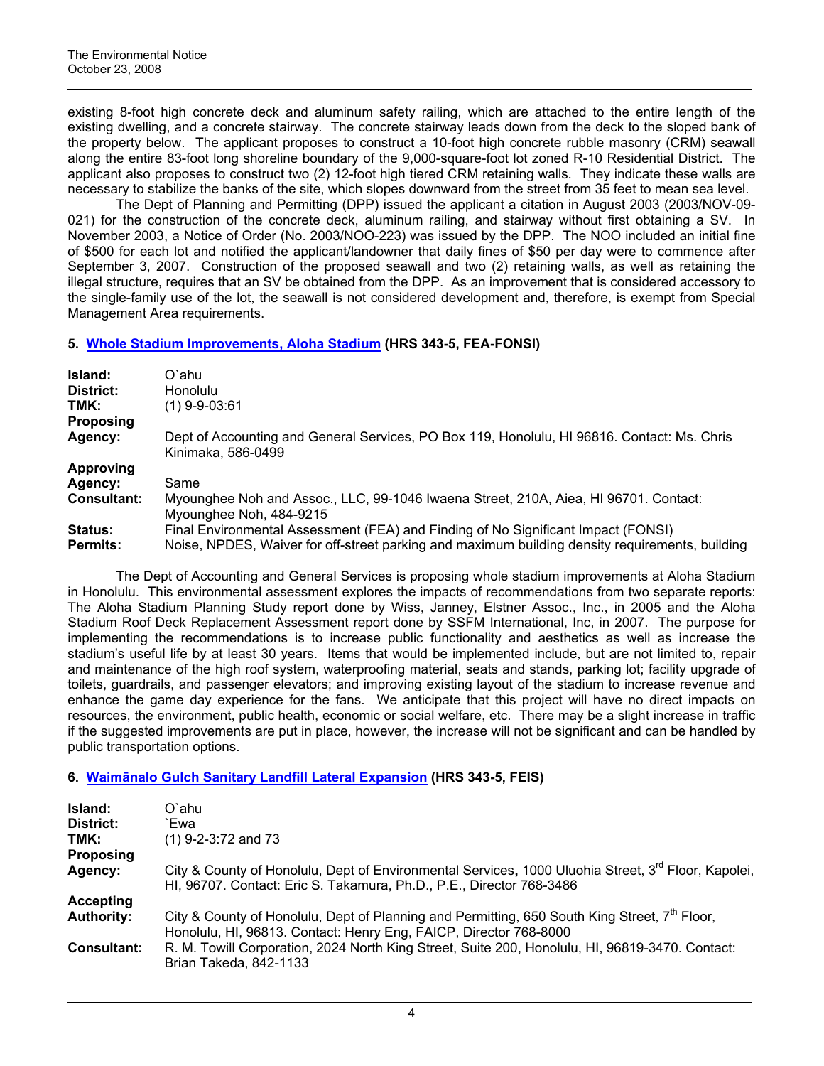existing 8-foot high concrete deck and aluminum safety railing, which are attached to the entire length of the existing dwelling, and a concrete stairway. The concrete stairway leads down from the deck to the sloped bank of the property below. The applicant proposes to construct a 10-foot high concrete rubble masonry (CRM) seawall along the entire 83-foot long shoreline boundary of the 9,000-square-foot lot zoned R-10 Residential District. The applicant also proposes to construct two (2) 12-foot high tiered CRM retaining walls. They indicate these walls are necessary to stabilize the banks of the site, which slopes downward from the street from 35 feet to mean sea level.

The Dept of Planning and Permitting (DPP) issued the applicant a citation in August 2003 (2003/NOV-09-021) for the construction of the concrete deck, aluminum railing, and stairway without first obtaining a SV. In November 2003, a Notice of Order (No. 2003/NOO-223) was issued by the DPP. The NOO included an initial fine of $500 for each lot and notified the applicant/landowner that daily fines of $50 per day were to commence after September 3, 2007. Construction of the proposed seawall and two (2) retaining walls, as well as retaining the illegal structure, requires that an SV be obtained from the DPP. As an improvement that is considered accessory to the single-family use of the lot, the seawall is not considered development and, therefore, is exempt from Special Management Area requirements.

### 5. Whole Stadium Improvements, Aloha Stadium (HRS 343-5, FEA-FONSI)

| | |
|---|---|
| **Island:** | O`ahu |
| **District:** | Honolulu |
| **TMK:** | (1) 9-9-03:61 |
| **Proposing Agency:** | Dept of Accounting and General Services, PO Box 119, Honolulu, HI 96816. Contact: Ms. Chris Kinimaka, 586-0499 |
| **Approving Agency:** | Same |
| **Consultant:** | Myounghee Noh and Assoc., LLC, 99-1046 Iwaena Street, 210A, Aiea, HI 96701. Contact: Myounghee Noh, 484-9215 |
| **Status:** | Final Environmental Assessment (FEA) and Finding of No Significant Impact (FONSI) |
| **Permits:** | Noise, NPDES, Waiver for off-street parking and maximum building density requirements, building |

The Dept of Accounting and General Services is proposing whole stadium improvements at Aloha Stadium in Honolulu. This environmental assessment explores the impacts of recommendations from two separate reports: The Aloha Stadium Planning Study report done by Wiss, Janney, Elstner Assoc., Inc., in 2005 and the Aloha Stadium Roof Deck Replacement Assessment report done by SSFM International, Inc, in 2007. The purpose for implementing the recommendations is to increase public functionality and aesthetics as well as increase the stadium's useful life by at least 30 years. Items that would be implemented include, but are not limited to, repair and maintenance of the high roof system, waterproofing material, seats and stands, parking lot; facility upgrade of toilets, guardrails, and passenger elevators; and improving existing layout of the stadium to increase revenue and enhance the game day experience for the fans. We anticipate that this project will have no direct impacts on resources, the environment, public health, economic or social welfare, etc. There may be a slight increase in traffic if the suggested improvements are put in place, however, the increase will not be significant and can be handled by public transportation options.

### 6. Waimānalo Gulch Sanitary Landfill Lateral Expansion (HRS 343-5, FEIS)

| | |
|---|---|
| **Island:** | O`ahu |
| **District:** | `Ewa |
| **TMK:** | (1) 9-2-3:72 and 73 |
| **Proposing Agency:** | City & County of Honolulu, Dept of Environmental Services, 1000 Uluohia Street, 3rd Floor, Kapolei, HI, 96707. Contact: Eric S. Takamura, Ph.D., P.E., Director 768-3486 |
| **Accepting Authority:** | City & County of Honolulu, Dept of Planning and Permitting, 650 South King Street, 7th Floor, Honolulu, HI, 96813. Contact: Henry Eng, FAICP, Director 768-8000 |
| **Consultant:** | R. M. Towill Corporation, 2024 North King Street, Suite 200, Honolulu, HI, 96819-3470. Contact: Brian Takeda, 842-1133 |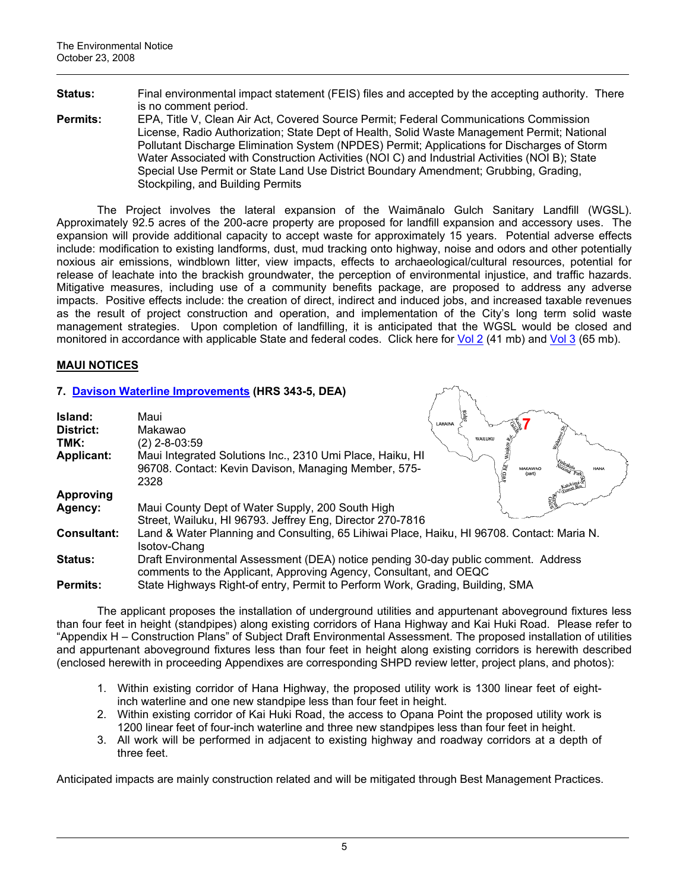**Status:** Final environmental impact statement (FEIS) files and accepted by the accepting authority. There is no comment period.

**Permits:** EPA, Title V, Clean Air Act, Covered Source Permit; Federal Communications Commission License, Radio Authorization; State Dept of Health, Solid Waste Management Permit; National Pollutant Discharge Elimination System (NPDES) Permit; Applications for Discharges of Storm Water Associated with Construction Activities (NOI C) and Industrial Activities (NOI B); State Special Use Permit or State Land Use District Boundary Amendment; Grubbing, Grading, Stockpiling, and Building Permits

The Project involves the lateral expansion of the Waimānalo Gulch Sanitary Landfill (WGSL). Approximately 92.5 acres of the 200-acre property are proposed for landfill expansion and accessory uses. The expansion will provide additional capacity to accept waste for approximately 15 years. Potential adverse effects include: modification to existing landforms, dust, mud tracking onto highway, noise and odors and other potentially noxious air emissions, windblown litter, view impacts, effects to archaeological/cultural resources, potential for release of leachate into the brackish groundwater, the perception of environmental injustice, and traffic hazards. Mitigative measures, including use of a community benefits package, are proposed to address any adverse impacts. Positive effects include: the creation of direct, indirect and induced jobs, and increased taxable revenues as the result of project construction and operation, and implementation of the City's long term solid waste management strategies. Upon completion of landfilling, it is anticipated that the WGSL would be closed and monitored in accordance with applicable State and federal codes. Click here for Vol 2 (41 mb) and Vol 3 (65 mb).

## MAUI NOTICES

### 7. Davison Waterline Improvements (HRS 343-5, DEA)

**Island:** Maui
**District:** Makawao
**TMK:** (2) 2-8-03:59
**Applicant:** Maui Integrated Solutions Inc., 2310 Umi Place, Haiku, HI 96708. Contact: Kevin Davison, Managing Member, 575-2328
**Approving Agency:** Maui County Dept of Water Supply, 200 South High Street, Wailuku, HI 96793. Jeffrey Eng, Director 270-7816
**Consultant:** Land & Water Planning and Consulting, 65 Lihiwai Place, Haiku, HI 96708. Contact: Maria N. Isotov-Chang
**Status:** Draft Environmental Assessment (DEA) notice pending 30-day public comment. Address comments to the Applicant, Approving Agency, Consultant, and OEQC
**Permits:** State Highways Right-of-entry, Permit to Perform Work, Grading, Building, SMA

The applicant proposes the installation of underground utilities and appurtenant aboveground fixtures less than four feet in height (standpipes) along existing corridors of Hana Highway and Kai Huki Road. Please refer to "Appendix H – Construction Plans" of Subject Draft Environmental Assessment. The proposed installation of utilities and appurtenant aboveground fixtures less than four feet in height along existing corridors is herewith described (enclosed herewith in proceeding Appendixes are corresponding SHPD review letter, project plans, and photos):

1. Within existing corridor of Hana Highway, the proposed utility work is 1300 linear feet of eight-inch waterline and one new standpipe less than four feet in height.
2. Within existing corridor of Kai Huki Road, the access to Opana Point the proposed utility work is 1200 linear feet of four-inch waterline and three new standpipes less than four feet in height.
3. All work will be performed in adjacent to existing highway and roadway corridors at a depth of three feet.

Anticipated impacts are mainly construction related and will be mitigated through Best Management Practices.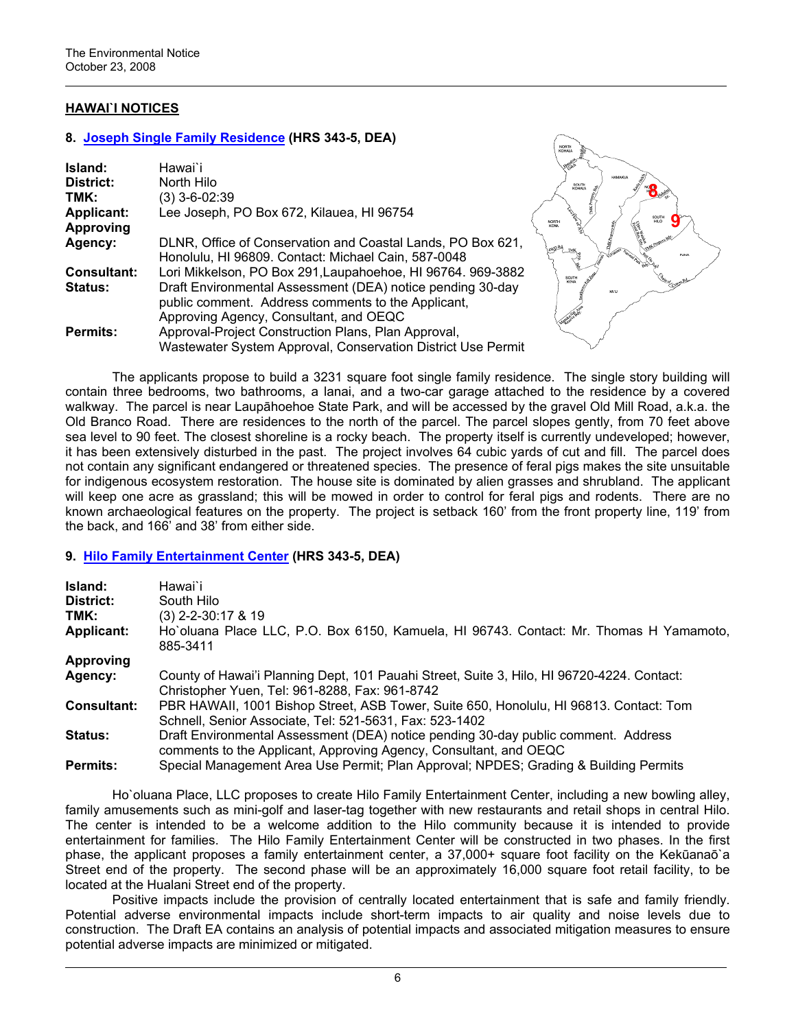## HAWAI`I NOTICES

### 8. Joseph Single Family Residence (HRS 343-5, DEA)

| | |
|---|---|
| **Island:** | Hawai`i |
| **District:** | North Hilo |
| **TMK:** | (3) 3-6-02:39 |
| **Applicant:** | Lee Joseph, PO Box 672, Kilauea, HI 96754 |
| **Approving Agency:** | DLNR, Office of Conservation and Coastal Lands, PO Box 621, Honolulu, HI 96809. Contact: Michael Cain, 587-0048 |
| **Consultant:** | Lori Mikkelson, PO Box 291,Laupahoehoe, HI 96764. 969-3882 |
| **Status:** | Draft Environmental Assessment (DEA) notice pending 30-day public comment. Address comments to the Applicant, Approving Agency, Consultant, and OEQC |
| **Permits:** | Approval-Project Construction Plans, Plan Approval, Wastewater System Approval, Conservation District Use Permit |

The applicants propose to build a 3231 square foot single family residence. The single story building will contain three bedrooms, two bathrooms, a lanai, and a two-car garage attached to the residence by a covered walkway. The parcel is near Laupāhoehoe State Park, and will be accessed by the gravel Old Mill Road, a.k.a. the Old Branco Road. There are residences to the north of the parcel. The parcel slopes gently, from 70 feet above sea level to 90 feet. The closest shoreline is a rocky beach. The property itself is currently undeveloped; however, it has been extensively disturbed in the past. The project involves 64 cubic yards of cut and fill. The parcel does not contain any significant endangered or threatened species. The presence of feral pigs makes the site unsuitable for indigenous ecosystem restoration. The house site is dominated by alien grasses and shrubland. The applicant will keep one acre as grassland; this will be mowed in order to control for feral pigs and rodents. There are no known archaeological features on the property. The project is setback 160' from the front property line, 119' from the back, and 166' and 38' from either side.

### 9. Hilo Family Entertainment Center (HRS 343-5, DEA)

| | |
|---|---|
| **Island:** | Hawai`i |
| **District:** | South Hilo |
| **TMK:** | (3) 2-2-30:17 & 19 |
| **Applicant:** | Ho`oluana Place LLC, P.O. Box 6150, Kamuela, HI 96743. Contact: Mr. Thomas H Yamamoto, 885-3411 |
| **Approving Agency:** | County of Hawai'i Planning Dept, 101 Pauahi Street, Suite 3, Hilo, HI 96720-4224. Contact: Christopher Yuen, Tel: 961-8288, Fax: 961-8742 |
| **Consultant:** | PBR HAWAII, 1001 Bishop Street, ASB Tower, Suite 650, Honolulu, HI 96813. Contact: Tom Schnell, Senior Associate, Tel: 521-5631, Fax: 523-1402 |
| **Status:** | Draft Environmental Assessment (DEA) notice pending 30-day public comment. Address comments to the Applicant, Approving Agency, Consultant, and OEQC |
| **Permits:** | Special Management Area Use Permit; Plan Approval; NPDES; Grading & Building Permits |

Ho`oluana Place, LLC proposes to create Hilo Family Entertainment Center, including a new bowling alley, family amusements such as mini-golf and laser-tag together with new restaurants and retail shops in central Hilo. The center is intended to be a welcome addition to the Hilo community because it is intended to provide entertainment for families. The Hilo Family Entertainment Center will be constructed in two phases. In the first phase, the applicant proposes a family entertainment center, a 37,000+ square foot facility on the Kekūanaō`a Street end of the property. The second phase will be an approximately 16,000 square foot retail facility, to be located at the Hualani Street end of the property.

Positive impacts include the provision of centrally located entertainment that is safe and family friendly. Potential adverse environmental impacts include short-term impacts to air quality and noise levels due to construction. The Draft EA contains an analysis of potential impacts and associated mitigation measures to ensure potential adverse impacts are minimized or mitigated.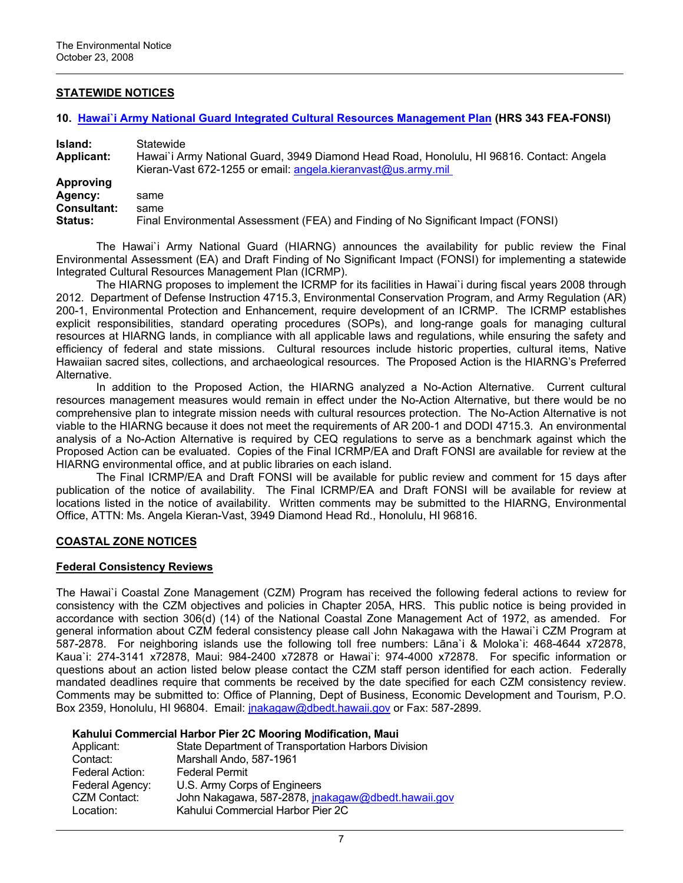## STATEWIDE NOTICES

### 10. [Hawai`i Army National Guard Integrated Cultural Resources Management Plan](#) (HRS 343 FEA-FONSI)

**Island:** Statewide
**Applicant:** Hawai`i Army National Guard, 3949 Diamond Head Road, Honolulu, HI 96816. Contact: Angela Kieran-Vast 672-1255 or email: angela.kieranvast@us.army.mil
**Approving Agency:** same
**Consultant:** same
**Status:** Final Environmental Assessment (FEA) and Finding of No Significant Impact (FONSI)

The Hawai`i Army National Guard (HIARNG) announces the availability for public review the Final Environmental Assessment (EA) and Draft Finding of No Significant Impact (FONSI) for implementing a statewide Integrated Cultural Resources Management Plan (ICRMP).

The HIARNG proposes to implement the ICRMP for its facilities in Hawai`i during fiscal years 2008 through 2012. Department of Defense Instruction 4715.3, Environmental Conservation Program, and Army Regulation (AR) 200-1, Environmental Protection and Enhancement, require development of an ICRMP. The ICRMP establishes explicit responsibilities, standard operating procedures (SOPs), and long-range goals for managing cultural resources at HIARNG lands, in compliance with all applicable laws and regulations, while ensuring the safety and efficiency of federal and state missions. Cultural resources include historic properties, cultural items, Native Hawaiian sacred sites, collections, and archaeological resources. The Proposed Action is the HIARNG's Preferred Alternative.

In addition to the Proposed Action, the HIARNG analyzed a No-Action Alternative. Current cultural resources management measures would remain in effect under the No-Action Alternative, but there would be no comprehensive plan to integrate mission needs with cultural resources protection. The No-Action Alternative is not viable to the HIARNG because it does not meet the requirements of AR 200-1 and DODI 4715.3. An environmental analysis of a No-Action Alternative is required by CEQ regulations to serve as a benchmark against which the Proposed Action can be evaluated. Copies of the Final ICRMP/EA and Draft FONSI are available for review at the HIARNG environmental office, and at public libraries on each island.

The Final ICRMP/EA and Draft FONSI will be available for public review and comment for 15 days after publication of the notice of availability. The Final ICRMP/EA and Draft FONSI will be available for review at locations listed in the notice of availability. Written comments may be submitted to the HIARNG, Environmental Office, ATTN: Ms. Angela Kieran-Vast, 3949 Diamond Head Rd., Honolulu, HI 96816.

## COASTAL ZONE NOTICES

### Federal Consistency Reviews

The Hawai`i Coastal Zone Management (CZM) Program has received the following federal actions to review for consistency with the CZM objectives and policies in Chapter 205A, HRS. This public notice is being provided in accordance with section 306(d) (14) of the National Coastal Zone Management Act of 1972, as amended. For general information about CZM federal consistency please call John Nakagawa with the Hawai`i CZM Program at 587-2878. For neighboring islands use the following toll free numbers: Lāna`i & Moloka`i: 468-4644 x72878, Kaua`i: 274-3141 x72878, Maui: 984-2400 x72878 or Hawai`i: 974-4000 x72878. For specific information or questions about an action listed below please contact the CZM staff person identified for each action. Federally mandated deadlines require that comments be received by the date specified for each CZM consistency review. Comments may be submitted to: Office of Planning, Dept of Business, Economic Development and Tourism, P.O. Box 2359, Honolulu, HI 96804. Email: jnakagaw@dbedt.hawaii.gov or Fax: 587-2899.

#### Kahului Commercial Harbor Pier 2C Mooring Modification, Maui

Applicant: State Department of Transportation Harbors Division
Contact: Marshall Ando, 587-1961
Federal Action: Federal Permit
Federal Agency: U.S. Army Corps of Engineers
CZM Contact: John Nakagawa, 587-2878, jnakagaw@dbedt.hawaii.gov
Location: Kahului Commercial Harbor Pier 2C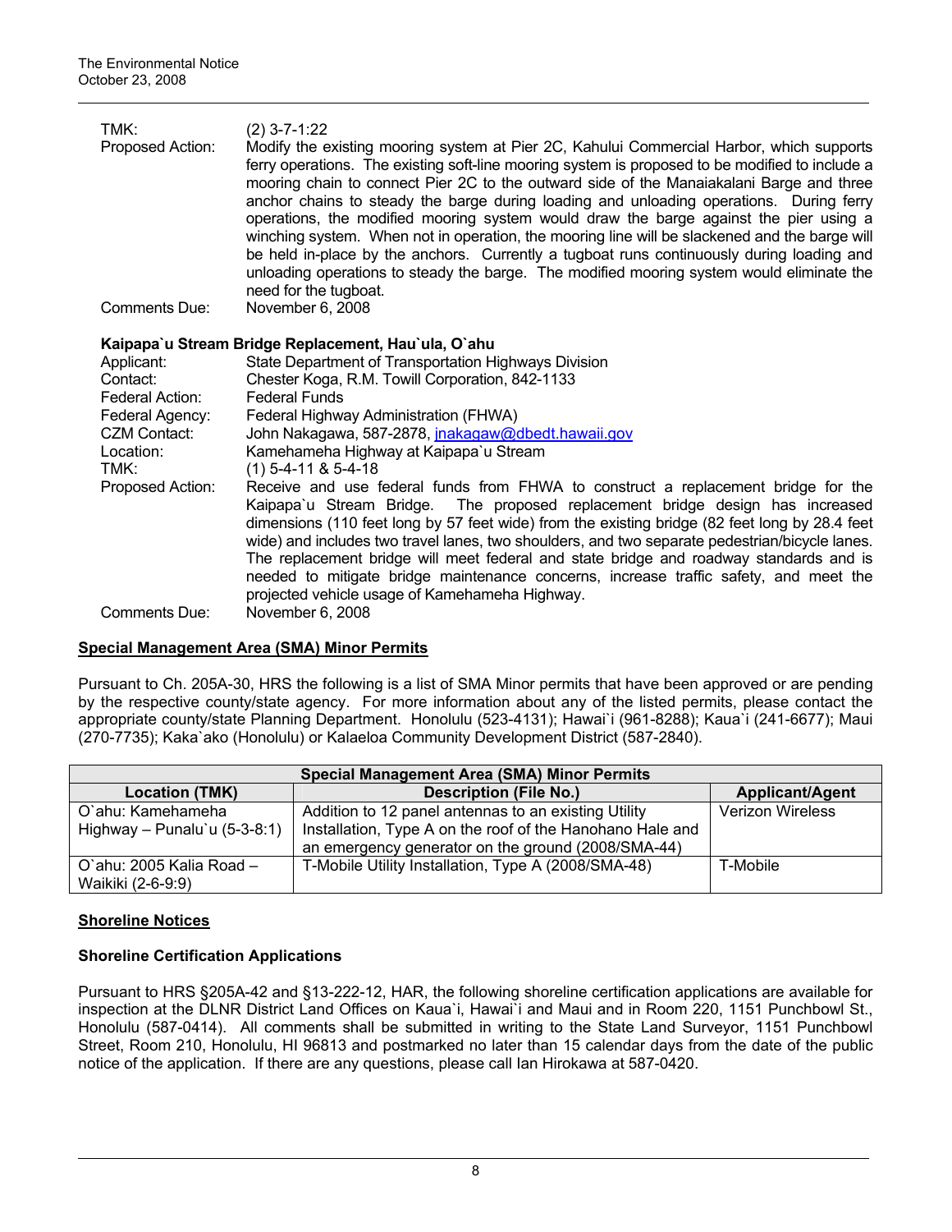TMK: (2) 3-7-1:22

Proposed Action: Modify the existing mooring system at Pier 2C, Kahului Commercial Harbor, which supports ferry operations. The existing soft-line mooring system is proposed to be modified to include a mooring chain to connect Pier 2C to the outward side of the Manaiakalani Barge and three anchor chains to steady the barge during loading and unloading operations. During ferry operations, the modified mooring system would draw the barge against the pier using a winching system. When not in operation, the mooring line will be slackened and the barge will be held in-place by the anchors. Currently a tugboat runs continuously during loading and unloading operations to steady the barge. The modified mooring system would eliminate the need for the tugboat.

Comments Due: November 6, 2008

**Kaipapa`u Stream Bridge Replacement, Hau`ula, O`ahu**

Applicant: State Department of Transportation Highways Division

Contact: Chester Koga, R.M. Towill Corporation, 842-1133

Federal Action: Federal Funds

Federal Agency: Federal Highway Administration (FHWA)

CZM Contact: John Nakagawa, 587-2878, jnakagaw@dbedt.hawaii.gov

Location: Kamehameha Highway at Kaipapa`u Stream

TMK: (1) 5-4-11 & 5-4-18

Proposed Action: Receive and use federal funds from FHWA to construct a replacement bridge for the Kaipapa`u Stream Bridge. The proposed replacement bridge design has increased dimensions (110 feet long by 57 feet wide) from the existing bridge (82 feet long by 28.4 feet wide) and includes two travel lanes, two shoulders, and two separate pedestrian/bicycle lanes. The replacement bridge will meet federal and state bridge and roadway standards and is needed to mitigate bridge maintenance concerns, increase traffic safety, and meet the projected vehicle usage of Kamehameha Highway.

Comments Due: November 6, 2008

## Special Management Area (SMA) Minor Permits

Pursuant to Ch. 205A-30, HRS the following is a list of SMA Minor permits that have been approved or are pending by the respective county/state agency. For more information about any of the listed permits, please contact the appropriate county/state Planning Department. Honolulu (523-4131); Hawai`i (961-8288); Kaua`i (241-6677); Maui (270-7735); Kaka`ako (Honolulu) or Kalaeloa Community Development District (587-2840).

| Special Management Area (SMA) Minor Permits | | |
|---|---|---|
| **Location (TMK)** | **Description (File No.)** | **Applicant/Agent** |
| O`ahu: Kamehameha Highway – Punalu`u (5-3-8:1) | Addition to 12 panel antennas to an existing Utility Installation, Type A on the roof of the Hanohano Hale and an emergency generator on the ground (2008/SMA-44) | Verizon Wireless |
| O`ahu: 2005 Kalia Road – Waikiki (2-6-9:9) | T-Mobile Utility Installation, Type A (2008/SMA-48) | T-Mobile |

## Shoreline Notices

### Shoreline Certification Applications

Pursuant to HRS §205A-42 and §13-222-12, HAR, the following shoreline certification applications are available for inspection at the DLNR District Land Offices on Kaua`i, Hawai`i and Maui and in Room 220, 1151 Punchbowl St., Honolulu (587-0414). All comments shall be submitted in writing to the State Land Surveyor, 1151 Punchbowl Street, Room 210, Honolulu, HI 96813 and postmarked no later than 15 calendar days from the date of the public notice of the application. If there are any questions, please call Ian Hirokawa at 587-0420.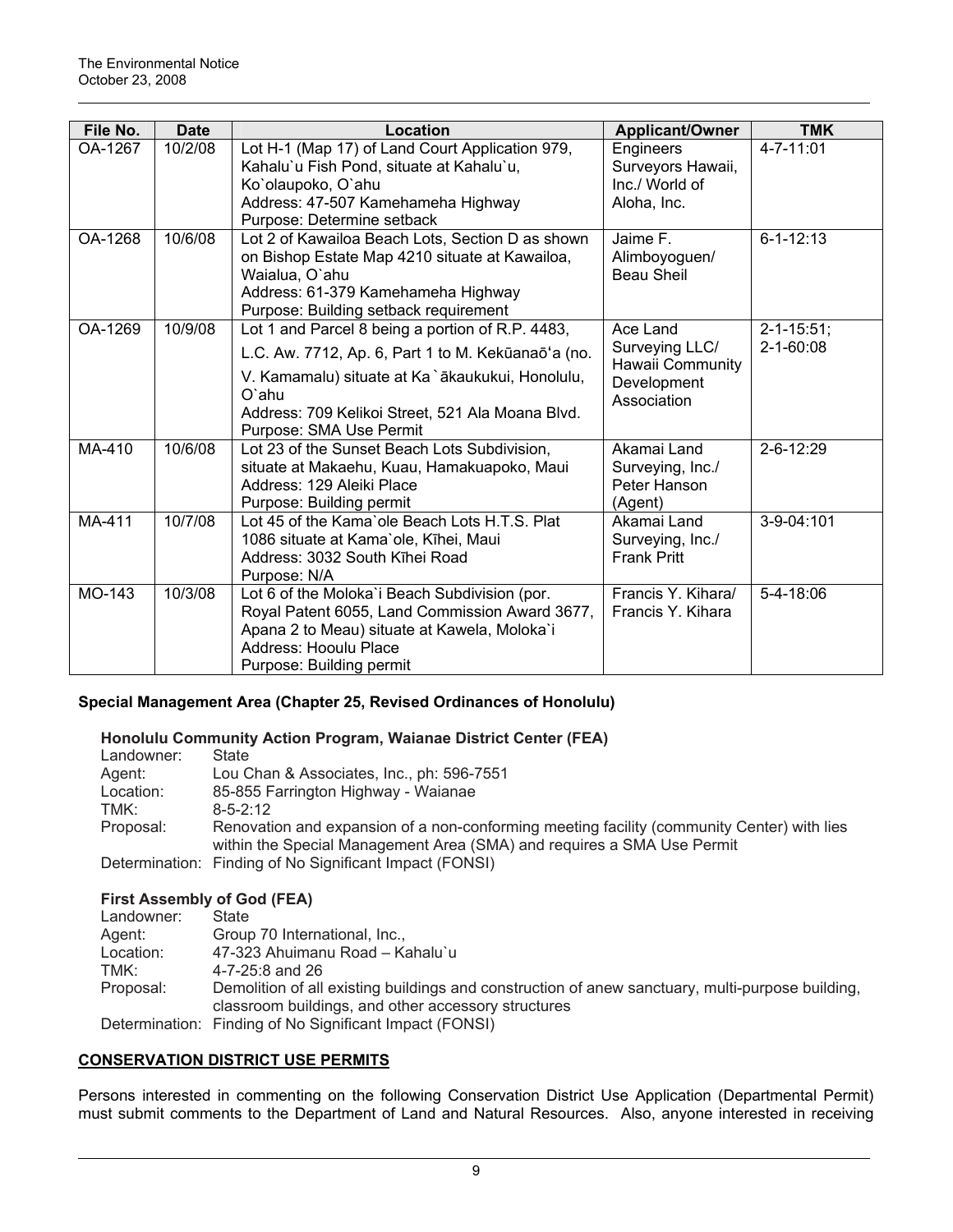| File No. | Date | Location | Applicant/Owner | TMK |
|---|---|---|---|---|
| OA-1267 | 10/2/08 | Lot H-1 (Map 17) of Land Court Application 979, Kahalu`u Fish Pond, situate at Kahalu`u, Ko`olaupoko, O`ahu<br>Address: 47-507 Kamehameha Highway<br>Purpose: Determine setback | Engineers Surveyors Hawaii, Inc./ World of Aloha, Inc. | 4-7-11:01 |
| OA-1268 | 10/6/08 | Lot 2 of Kawailoa Beach Lots, Section D as shown on Bishop Estate Map 4210 situate at Kawailoa, Waialua, O`ahu<br>Address: 61-379 Kamehameha Highway<br>Purpose: Building setback requirement | Jaime F. Alimboyoguen/ Beau Sheil | 6-1-12:13 |
| OA-1269 | 10/9/08 | Lot 1 and Parcel 8 being a portion of R.P. 4483, L.C. Aw. 7712, Ap. 6, Part 1 to M. Kekūanaōʻa (no. V. Kamamalu) situate at Ka`ākaukukui, Honolulu, O`ahu<br>Address: 709 Kelikoi Street, 521 Ala Moana Blvd.<br>Purpose: SMA Use Permit | Ace Land Surveying LLC/ Hawaii Community Development Association | 2-1-15:51;<br>2-1-60:08 |
| MA-410 | 10/6/08 | Lot 23 of the Sunset Beach Lots Subdivision, situate at Makaehu, Kuau, Hamakuapoko, Maui<br>Address: 129 Aleiki Place<br>Purpose: Building permit | Akamai Land Surveying, Inc./ Peter Hanson (Agent) | 2-6-12:29 |
| MA-411 | 10/7/08 | Lot 45 of the Kama`ole Beach Lots H.T.S. Plat 1086 situate at Kama`ole, Kīhei, Maui<br>Address: 3032 South Kīhei Road<br>Purpose: N/A | Akamai Land Surveying, Inc./ Frank Pritt | 3-9-04:101 |
| MO-143 | 10/3/08 | Lot 6 of the Moloka`i Beach Subdivision (por. Royal Patent 6055, Land Commission Award 3677, Apana 2 to Meau) situate at Kawela, Moloka`i<br>Address: Hooulu Place<br>Purpose: Building permit | Francis Y. Kihara/ Francis Y. Kihara | 5-4-18:06 |

**Special Management Area (Chapter 25, Revised Ordinances of Honolulu)**

**Honolulu Community Action Program, Waianae District Center (FEA)**

Landowner: State
Agent: Lou Chan & Associates, Inc., ph: 596-7551
Location: 85-855 Farrington Highway - Waianae
TMK: 8-5-2:12
Proposal: Renovation and expansion of a non-conforming meeting facility (community Center) with lies within the Special Management Area (SMA) and requires a SMA Use Permit
Determination: Finding of No Significant Impact (FONSI)

**First Assembly of God (FEA)**

Landowner: State
Agent: Group 70 International, Inc.,
Location: 47-323 Ahuimanu Road – Kahalu`u
TMK: 4-7-25:8 and 26
Proposal: Demolition of all existing buildings and construction of anew sanctuary, multi-purpose building, classroom buildings, and other accessory structures
Determination: Finding of No Significant Impact (FONSI)

## CONSERVATION DISTRICT USE PERMITS

Persons interested in commenting on the following Conservation District Use Application (Departmental Permit) must submit comments to the Department of Land and Natural Resources. Also, anyone interested in receiving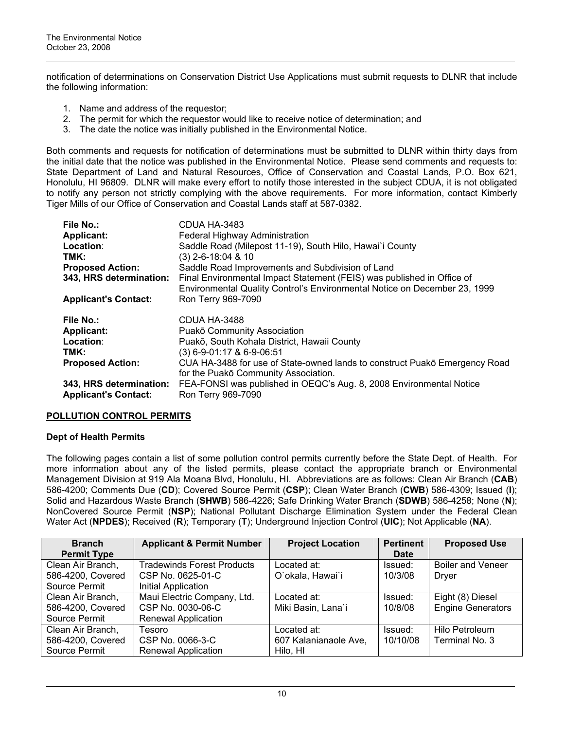notification of determinations on Conservation District Use Applications must submit requests to DLNR that include the following information:

1. Name and address of the requestor;
2. The permit for which the requestor would like to receive notice of determination; and
3. The date the notice was initially published in the Environmental Notice.

Both comments and requests for notification of determinations must be submitted to DLNR within thirty days from the initial date that the notice was published in the Environmental Notice. Please send comments and requests to: State Department of Land and Natural Resources, Office of Conservation and Coastal Lands, P.O. Box 621, Honolulu, HI 96809. DLNR will make every effort to notify those interested in the subject CDUA, it is not obligated to notify any person not strictly complying with the above requirements. For more information, contact Kimberly Tiger Mills of our Office of Conservation and Coastal Lands staff at 587-0382.

**File No.:** CDUA HA-3483
**Applicant:** Federal Highway Administration
**Location:** Saddle Road (Milepost 11-19), South Hilo, Hawai`i County
**TMK:** (3) 2-6-18:04 & 10
**Proposed Action:** Saddle Road Improvements and Subdivision of Land
**343, HRS determination:** Final Environmental Impact Statement (FEIS) was published in Office of Environmental Quality Control's Environmental Notice on December 23, 1999
**Applicant's Contact:** Ron Terry 969-7090

**File No.:** CDUA HA-3488
**Applicant:** Puakō Community Association
**Location:** Puakō, South Kohala District, Hawaii County
**TMK:** (3) 6-9-01:17 & 6-9-06:51
**Proposed Action:** CUA HA-3488 for use of State-owned lands to construct Puakō Emergency Road for the Puakō Community Association.
**343, HRS determination:** FEA-FONSI was published in OEQC's Aug. 8, 2008 Environmental Notice
**Applicant's Contact:** Ron Terry 969-7090

## POLLUTION CONTROL PERMITS

### Dept of Health Permits

The following pages contain a list of some pollution control permits currently before the State Dept. of Health. For more information about any of the listed permits, please contact the appropriate branch or Environmental Management Division at 919 Ala Moana Blvd, Honolulu, HI. Abbreviations are as follows: Clean Air Branch (**CAB**) 586-4200; Comments Due (**CD**); Covered Source Permit (**CSP**); Clean Water Branch (**CWB**) 586-4309; Issued (**I**); Solid and Hazardous Waste Branch (**SHWB**) 586-4226; Safe Drinking Water Branch (**SDWB**) 586-4258; None (**N**); NonCovered Source Permit (**NSP**); National Pollutant Discharge Elimination System under the Federal Clean Water Act (**NPDES**); Received (**R**); Temporary (**T**); Underground Injection Control (**UIC**); Not Applicable (**NA**).

| Branch Permit Type | Applicant & Permit Number | Project Location | Pertinent Date | Proposed Use |
|---|---|---|---|---|
| Clean Air Branch, 586-4200, Covered Source Permit | Tradewinds Forest Products CSP No. 0625-01-C Initial Application | Located at: O`okala, Hawai`i | Issued: 10/3/08 | Boiler and Veneer Dryer |
| Clean Air Branch, 586-4200, Covered Source Permit | Maui Electric Company, Ltd. CSP No. 0030-06-C Renewal Application | Located at: Miki Basin, Lana`i | Issued: 10/8/08 | Eight (8) Diesel Engine Generators |
| Clean Air Branch, 586-4200, Covered Source Permit | Tesoro CSP No. 0066-3-C Renewal Application | Located at: 607 Kalanianaole Ave, Hilo, HI | Issued: 10/10/08 | Hilo Petroleum Terminal No. 3 |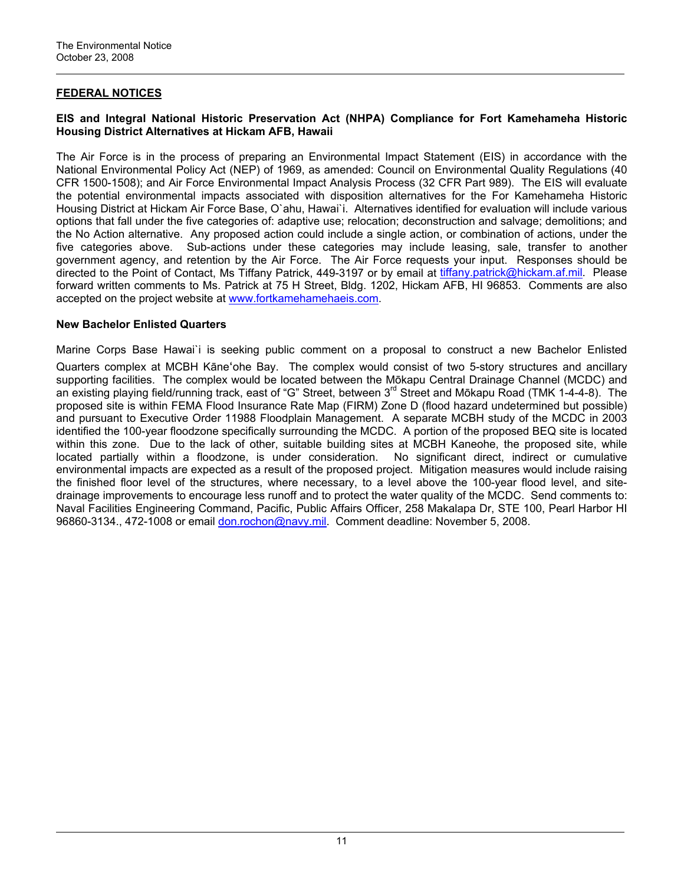## FEDERAL NOTICES

### EIS and Integral National Historic Preservation Act (NHPA) Compliance for Fort Kamehameha Historic Housing District Alternatives at Hickam AFB, Hawaii

The Air Force is in the process of preparing an Environmental Impact Statement (EIS) in accordance with the National Environmental Policy Act (NEP) of 1969, as amended: Council on Environmental Quality Regulations (40 CFR 1500-1508); and Air Force Environmental Impact Analysis Process (32 CFR Part 989). The EIS will evaluate the potential environmental impacts associated with disposition alternatives for the For Kamehameha Historic Housing District at Hickam Air Force Base, O`ahu, Hawai`i. Alternatives identified for evaluation will include various options that fall under the five categories of: adaptive use; relocation; deconstruction and salvage; demolitions; and the No Action alternative. Any proposed action could include a single action, or combination of actions, under the five categories above. Sub-actions under these categories may include leasing, sale, transfer to another government agency, and retention by the Air Force. The Air Force requests your input. Responses should be directed to the Point of Contact, Ms Tiffany Patrick, 449-3197 or by email at tiffany.patrick@hickam.af.mil. Please forward written comments to Ms. Patrick at 75 H Street, Bldg. 1202, Hickam AFB, HI 96853. Comments are also accepted on the project website at www.fortkamehamehaeis.com.

### New Bachelor Enlisted Quarters

Marine Corps Base Hawai`i is seeking public comment on a proposal to construct a new Bachelor Enlisted Quarters complex at MCBH Kāneʻohe Bay. The complex would consist of two 5-story structures and ancillary supporting facilities. The complex would be located between the Mōkapu Central Drainage Channel (MCDC) and an existing playing field/running track, east of "G" Street, between 3rd Street and Mōkapu Road (TMK 1-4-4-8). The proposed site is within FEMA Flood Insurance Rate Map (FIRM) Zone D (flood hazard undetermined but possible) and pursuant to Executive Order 11988 Floodplain Management. A separate MCBH study of the MCDC in 2003 identified the 100-year floodzone specifically surrounding the MCDC. A portion of the proposed BEQ site is located within this zone. Due to the lack of other, suitable building sites at MCBH Kaneohe, the proposed site, while located partially within a floodzone, is under consideration. No significant direct, indirect or cumulative environmental impacts are expected as a result of the proposed project. Mitigation measures would include raising the finished floor level of the structures, where necessary, to a level above the 100-year flood level, and site-drainage improvements to encourage less runoff and to protect the water quality of the MCDC. Send comments to: Naval Facilities Engineering Command, Pacific, Public Affairs Officer, 258 Makalapa Dr, STE 100, Pearl Harbor HI 96860-3134., 472-1008 or email don.rochon@navy.mil. Comment deadline: November 5, 2008.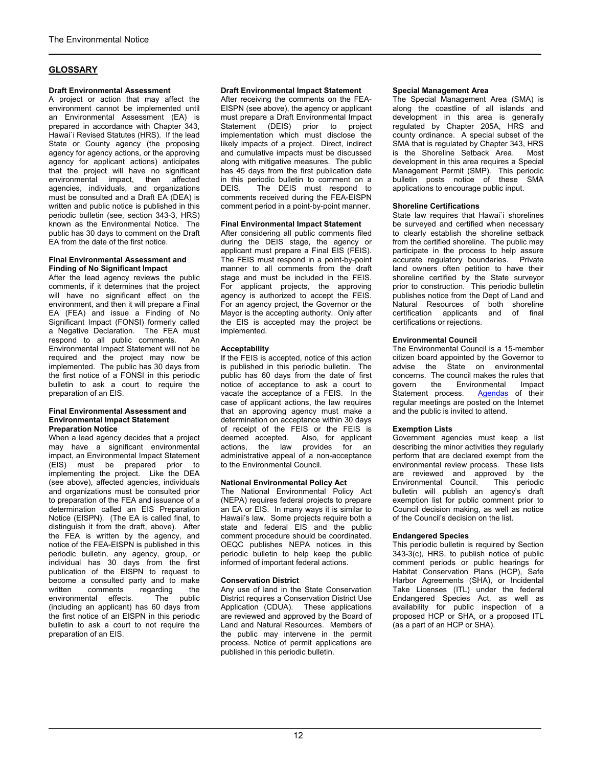## GLOSSARY

### Draft Environmental Assessment

A project or action that may affect the environment cannot be implemented until an Environmental Assessment (EA) is prepared in accordance with Chapter 343, Hawai`i Revised Statutes (HRS). If the lead State or County agency (the proposing agency for agency actions, or the approving agency for applicant actions) anticipates that the project will have no significant environmental impact, then affected agencies, individuals, and organizations must be consulted and a Draft EA (DEA) is written and public notice is published in this periodic bulletin (see, section 343-3, HRS) known as the Environmental Notice. The public has 30 days to comment on the Draft EA from the date of the first notice.

### Final Environmental Assessment and Finding of No Significant Impact

After the lead agency reviews the public comments, if it determines that the project will have no significant effect on the environment, and then it will prepare a Final EA (FEA) and issue a Finding of No Significant Impact (FONSI) formerly called a Negative Declaration. The FEA must respond to all public comments. An Environmental Impact Statement will not be required and the project may now be implemented. The public has 30 days from the first notice of a FONSI in this periodic bulletin to ask a court to require the preparation of an EIS.

### Final Environmental Assessment and Environmental Impact Statement Preparation Notice

When a lead agency decides that a project may have a significant environmental impact, an Environmental Impact Statement (EIS) must be prepared prior to implementing the project. Like the DEA (see above), affected agencies, individuals and organizations must be consulted prior to preparation of the FEA and issuance of a determination called an EIS Preparation Notice (EISPN). (The EA is called final, to distinguish it from the draft, above). After the FEA is written by the agency, and notice of the FEA-EISPN is published in this periodic bulletin, any agency, group, or individual has 30 days from the first publication of the EISPN to request to become a consulted party and to make written comments regarding the environmental effects. The public (including an applicant) has 60 days from the first notice of an EISPN in this periodic bulletin to ask a court to not require the preparation of an EIS.

### Draft Environmental Impact Statement

After receiving the comments on the FEA-EISPN (see above), the agency or applicant must prepare a Draft Environmental Impact Statement (DEIS) prior to project implementation which must disclose the likely impacts of a project. Direct, indirect and cumulative impacts must be discussed along with mitigative measures. The public has 45 days from the first publication date in this periodic bulletin to comment on a DEIS. The DEIS must respond to comments received during the FEA-EISPN comment period in a point-by-point manner.

### Final Environmental Impact Statement

After considering all public comments filed during the DEIS stage, the agency or applicant must prepare a Final EIS (FEIS). The FEIS must respond in a point-by-point manner to all comments from the draft stage and must be included in the FEIS. For applicant projects, the approving agency is authorized to accept the FEIS. For an agency project, the Governor or the Mayor is the accepting authority. Only after the EIS is accepted may the project be implemented.

### Acceptability

If the FEIS is accepted, notice of this action is published in this periodic bulletin. The public has 60 days from the date of first notice of acceptance to ask a court to vacate the acceptance of a FEIS. In the case of applicant actions, the law requires that an approving agency must make a determination on acceptance within 30 days of receipt of the FEIS or the FEIS is deemed accepted. Also, for applicant actions, the law provides for an administrative appeal of a non-acceptance to the Environmental Council.

### National Environmental Policy Act

The National Environmental Policy Act (NEPA) requires federal projects to prepare an EA or EIS. In many ways it is similar to Hawaii's law. Some projects require both a state and federal EIS and the public comment procedure should be coordinated. OEQC publishes NEPA notices in this periodic bulletin to help keep the public informed of important federal actions.

### Conservation District

Any use of land in the State Conservation District requires a Conservation District Use Application (CDUA). These applications are reviewed and approved by the Board of Land and Natural Resources. Members of the public may intervene in the permit process. Notice of permit applications are published in this periodic bulletin.

### Special Management Area

The Special Management Area (SMA) is along the coastline of all islands and development in this area is generally regulated by Chapter 205A, HRS and county ordinance. A special subset of the SMA that is regulated by Chapter 343, HRS is the Shoreline Setback Area. Most development in this area requires a Special Management Permit (SMP). This periodic bulletin posts notice of these SMA applications to encourage public input.

### Shoreline Certifications

State law requires that Hawai`i shorelines be surveyed and certified when necessary to clearly establish the shoreline setback from the certified shoreline. The public may participate in the process to help assure accurate regulatory boundaries. Private land owners often petition to have their shoreline certified by the State surveyor prior to construction. This periodic bulletin publishes notice from the Dept of Land and Natural Resources of both shoreline certification applicants and of final certifications or rejections.

### Environmental Council

The Environmental Council is a 15-member citizen board appointed by the Governor to advise the State on environmental concerns. The council makes the rules that govern the Environmental Impact Statement process. Agendas of their regular meetings are posted on the Internet and the public is invited to attend.

### Exemption Lists

Government agencies must keep a list describing the minor activities they regularly perform that are declared exempt from the environmental review process. These lists are reviewed and approved by the Environmental Council. This periodic bulletin will publish an agency's draft exemption list for public comment prior to Council decision making, as well as notice of the Council's decision on the list.

### Endangered Species

This periodic bulletin is required by Section 343-3(c), HRS, to publish notice of public comment periods or public hearings for Habitat Conservation Plans (HCP), Safe Harbor Agreements (SHA), or Incidental Take Licenses (ITL) under the federal Endangered Species Act, as well as availability for public inspection of a proposed HCP or SHA, or a proposed ITL (as a part of an HCP or SHA).